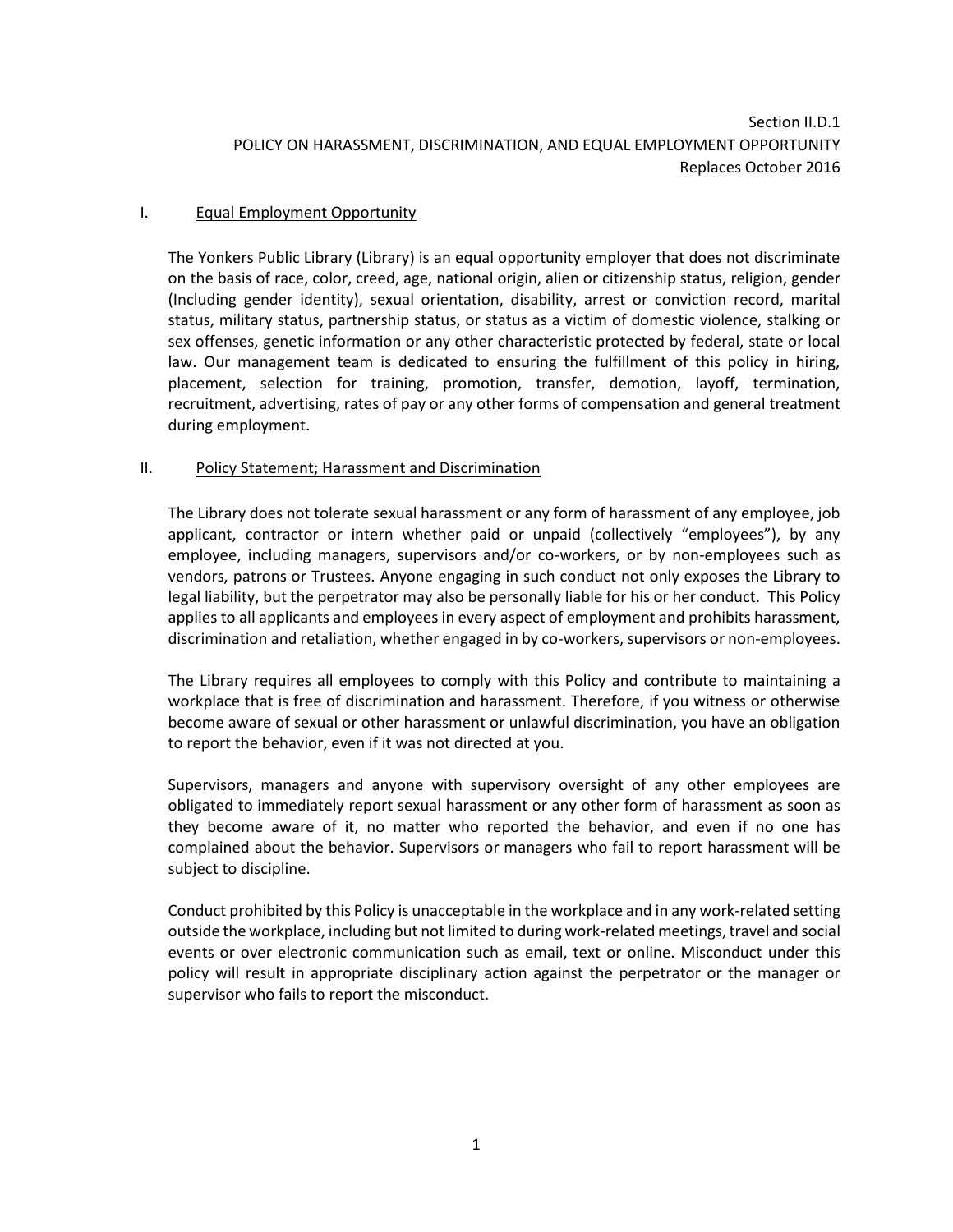Section II.D.1
POLICY ON HARASSMENT, DISCRIMINATION, AND EQUAL EMPLOYMENT OPPORTUNITY
Replaces October 2016

## I. Equal Employment Opportunity

The Yonkers Public Library (Library) is an equal opportunity employer that does not discriminate on the basis of race, color, creed, age, national origin, alien or citizenship status, religion, gender (Including gender identity), sexual orientation, disability, arrest or conviction record, marital status, military status, partnership status, or status as a victim of domestic violence, stalking or sex offenses, genetic information or any other characteristic protected by federal, state or local law. Our management team is dedicated to ensuring the fulfillment of this policy in hiring, placement, selection for training, promotion, transfer, demotion, layoff, termination, recruitment, advertising, rates of pay or any other forms of compensation and general treatment during employment.

## II. Policy Statement; Harassment and Discrimination

The Library does not tolerate sexual harassment or any form of harassment of any employee, job applicant, contractor or intern whether paid or unpaid (collectively "employees"), by any employee, including managers, supervisors and/or co-workers, or by non-employees such as vendors, patrons or Trustees. Anyone engaging in such conduct not only exposes the Library to legal liability, but the perpetrator may also be personally liable for his or her conduct. This Policy applies to all applicants and employees in every aspect of employment and prohibits harassment, discrimination and retaliation, whether engaged in by co-workers, supervisors or non-employees.

The Library requires all employees to comply with this Policy and contribute to maintaining a workplace that is free of discrimination and harassment. Therefore, if you witness or otherwise become aware of sexual or other harassment or unlawful discrimination, you have an obligation to report the behavior, even if it was not directed at you.

Supervisors, managers and anyone with supervisory oversight of any other employees are obligated to immediately report sexual harassment or any other form of harassment as soon as they become aware of it, no matter who reported the behavior, and even if no one has complained about the behavior. Supervisors or managers who fail to report harassment will be subject to discipline.

Conduct prohibited by this Policy is unacceptable in the workplace and in any work-related setting outside the workplace, including but not limited to during work-related meetings, travel and social events or over electronic communication such as email, text or online. Misconduct under this policy will result in appropriate disciplinary action against the perpetrator or the manager or supervisor who fails to report the misconduct.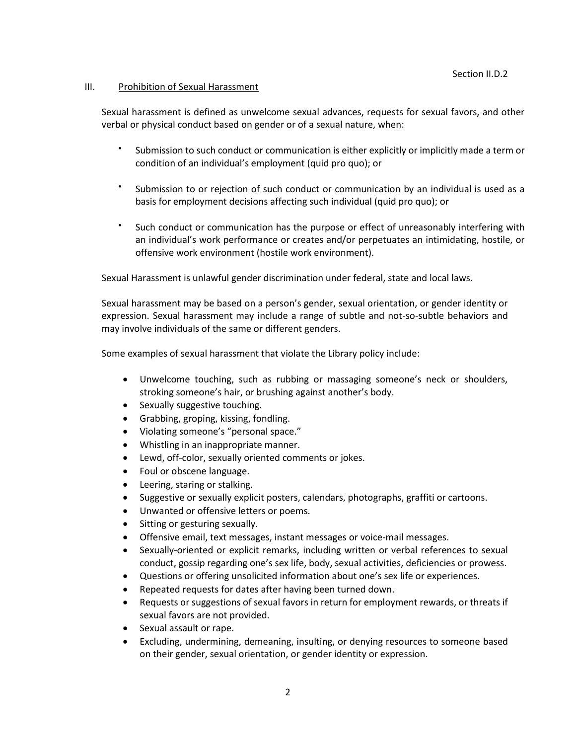Section II.D.2

## III. Prohibition of Sexual Harassment

Sexual harassment is defined as unwelcome sexual advances, requests for sexual favors, and other verbal or physical conduct based on gender or of a sexual nature, when:

- Submission to such conduct or communication is either explicitly or implicitly made a term or condition of an individual's employment (quid pro quo); or
- Submission to or rejection of such conduct or communication by an individual is used as a basis for employment decisions affecting such individual (quid pro quo); or
- Such conduct or communication has the purpose or effect of unreasonably interfering with an individual's work performance or creates and/or perpetuates an intimidating, hostile, or offensive work environment (hostile work environment).

Sexual Harassment is unlawful gender discrimination under federal, state and local laws.

Sexual harassment may be based on a person's gender, sexual orientation, or gender identity or expression. Sexual harassment may include a range of subtle and not-so-subtle behaviors and may involve individuals of the same or different genders.

Some examples of sexual harassment that violate the Library policy include:

- Unwelcome touching, such as rubbing or massaging someone's neck or shoulders, stroking someone's hair, or brushing against another's body.
- Sexually suggestive touching.
- Grabbing, groping, kissing, fondling.
- Violating someone's "personal space."
- Whistling in an inappropriate manner.
- Lewd, off-color, sexually oriented comments or jokes.
- Foul or obscene language.
- Leering, staring or stalking.
- Suggestive or sexually explicit posters, calendars, photographs, graffiti or cartoons.
- Unwanted or offensive letters or poems.
- Sitting or gesturing sexually.
- Offensive email, text messages, instant messages or voice-mail messages.
- Sexually-oriented or explicit remarks, including written or verbal references to sexual conduct, gossip regarding one's sex life, body, sexual activities, deficiencies or prowess.
- Questions or offering unsolicited information about one's sex life or experiences.
- Repeated requests for dates after having been turned down.
- Requests or suggestions of sexual favors in return for employment rewards, or threats if sexual favors are not provided.
- Sexual assault or rape.
- Excluding, undermining, demeaning, insulting, or denying resources to someone based on their gender, sexual orientation, or gender identity or expression.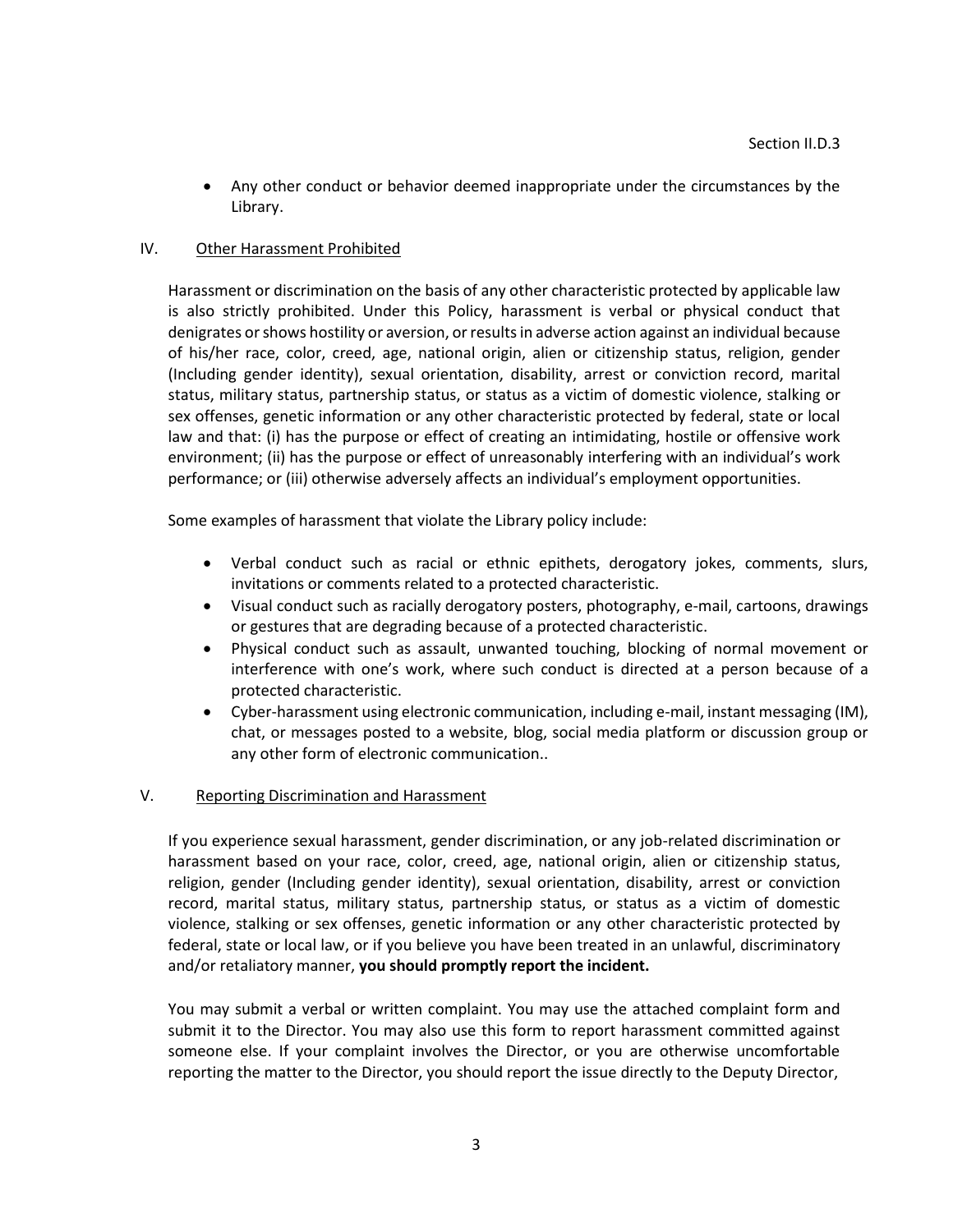- Any other conduct or behavior deemed inappropriate under the circumstances by the Library.

## IV. Other Harassment Prohibited

Harassment or discrimination on the basis of any other characteristic protected by applicable law is also strictly prohibited. Under this Policy, harassment is verbal or physical conduct that denigrates or shows hostility or aversion, or results in adverse action against an individual because of his/her race, color, creed, age, national origin, alien or citizenship status, religion, gender (Including gender identity), sexual orientation, disability, arrest or conviction record, marital status, military status, partnership status, or status as a victim of domestic violence, stalking or sex offenses, genetic information or any other characteristic protected by federal, state or local law and that: (i) has the purpose or effect of creating an intimidating, hostile or offensive work environment; (ii) has the purpose or effect of unreasonably interfering with an individual's work performance; or (iii) otherwise adversely affects an individual's employment opportunities.

Some examples of harassment that violate the Library policy include:

- Verbal conduct such as racial or ethnic epithets, derogatory jokes, comments, slurs, invitations or comments related to a protected characteristic.
- Visual conduct such as racially derogatory posters, photography, e-mail, cartoons, drawings or gestures that are degrading because of a protected characteristic.
- Physical conduct such as assault, unwanted touching, blocking of normal movement or interference with one's work, where such conduct is directed at a person because of a protected characteristic.
- Cyber-harassment using electronic communication, including e-mail, instant messaging (IM), chat, or messages posted to a website, blog, social media platform or discussion group or any other form of electronic communication..

## V. Reporting Discrimination and Harassment

If you experience sexual harassment, gender discrimination, or any job-related discrimination or harassment based on your race, color, creed, age, national origin, alien or citizenship status, religion, gender (Including gender identity), sexual orientation, disability, arrest or conviction record, marital status, military status, partnership status, or status as a victim of domestic violence, stalking or sex offenses, genetic information or any other characteristic protected by federal, state or local law, or if you believe you have been treated in an unlawful, discriminatory and/or retaliatory manner, **you should promptly report the incident.**

You may submit a verbal or written complaint. You may use the attached complaint form and submit it to the Director. You may also use this form to report harassment committed against someone else. If your complaint involves the Director, or you are otherwise uncomfortable reporting the matter to the Director, you should report the issue directly to the Deputy Director,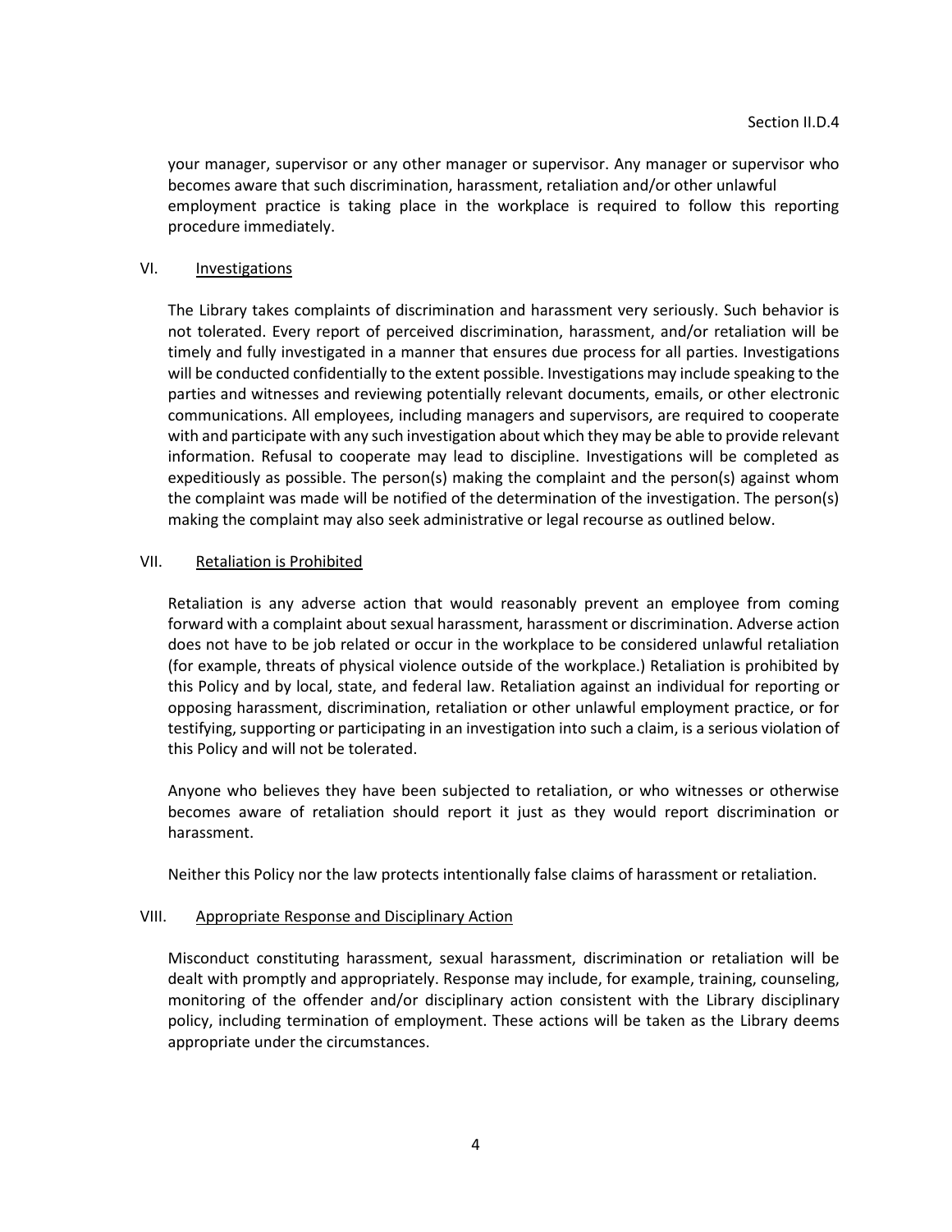your manager, supervisor or any other manager or supervisor. Any manager or supervisor who becomes aware that such discrimination, harassment, retaliation and/or other unlawful employment practice is taking place in the workplace is required to follow this reporting procedure immediately.

## VI. Investigations

The Library takes complaints of discrimination and harassment very seriously. Such behavior is not tolerated. Every report of perceived discrimination, harassment, and/or retaliation will be timely and fully investigated in a manner that ensures due process for all parties. Investigations will be conducted confidentially to the extent possible. Investigations may include speaking to the parties and witnesses and reviewing potentially relevant documents, emails, or other electronic communications. All employees, including managers and supervisors, are required to cooperate with and participate with any such investigation about which they may be able to provide relevant information. Refusal to cooperate may lead to discipline. Investigations will be completed as expeditiously as possible. The person(s) making the complaint and the person(s) against whom the complaint was made will be notified of the determination of the investigation. The person(s) making the complaint may also seek administrative or legal recourse as outlined below.

## VII. Retaliation is Prohibited

Retaliation is any adverse action that would reasonably prevent an employee from coming forward with a complaint about sexual harassment, harassment or discrimination. Adverse action does not have to be job related or occur in the workplace to be considered unlawful retaliation (for example, threats of physical violence outside of the workplace.) Retaliation is prohibited by this Policy and by local, state, and federal law. Retaliation against an individual for reporting or opposing harassment, discrimination, retaliation or other unlawful employment practice, or for testifying, supporting or participating in an investigation into such a claim, is a serious violation of this Policy and will not be tolerated.

Anyone who believes they have been subjected to retaliation, or who witnesses or otherwise becomes aware of retaliation should report it just as they would report discrimination or harassment.

Neither this Policy nor the law protects intentionally false claims of harassment or retaliation.

## VIII. Appropriate Response and Disciplinary Action

Misconduct constituting harassment, sexual harassment, discrimination or retaliation will be dealt with promptly and appropriately. Response may include, for example, training, counseling, monitoring of the offender and/or disciplinary action consistent with the Library disciplinary policy, including termination of employment. These actions will be taken as the Library deems appropriate under the circumstances.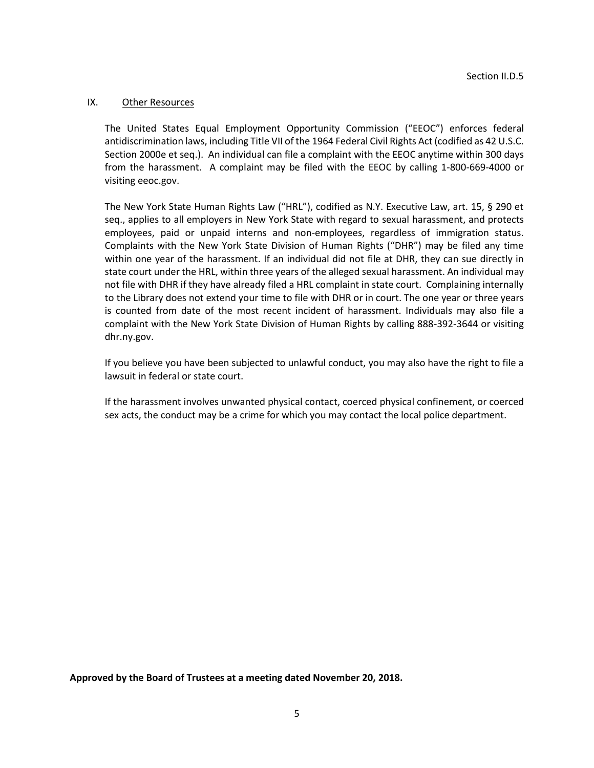## IX. Other Resources

The United States Equal Employment Opportunity Commission ("EEOC") enforces federal antidiscrimination laws, including Title VII of the 1964 Federal Civil Rights Act (codified as 42 U.S.C. Section 2000e et seq.). An individual can file a complaint with the EEOC anytime within 300 days from the harassment. A complaint may be filed with the EEOC by calling 1-800-669-4000 or visiting eeoc.gov.

The New York State Human Rights Law ("HRL"), codified as N.Y. Executive Law, art. 15, § 290 et seq., applies to all employers in New York State with regard to sexual harassment, and protects employees, paid or unpaid interns and non-employees, regardless of immigration status. Complaints with the New York State Division of Human Rights ("DHR") may be filed any time within one year of the harassment. If an individual did not file at DHR, they can sue directly in state court under the HRL, within three years of the alleged sexual harassment. An individual may not file with DHR if they have already filed a HRL complaint in state court. Complaining internally to the Library does not extend your time to file with DHR or in court. The one year or three years is counted from date of the most recent incident of harassment. Individuals may also file a complaint with the New York State Division of Human Rights by calling 888-392-3644 or visiting dhr.ny.gov.

If you believe you have been subjected to unlawful conduct, you may also have the right to file a lawsuit in federal or state court.

If the harassment involves unwanted physical contact, coerced physical confinement, or coerced sex acts, the conduct may be a crime for which you may contact the local police department.

**Approved by the Board of Trustees at a meeting dated November 20, 2018.**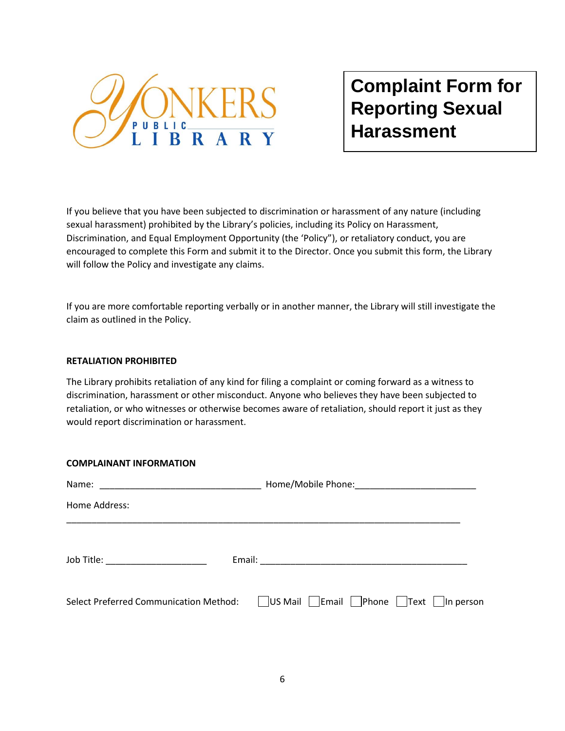YONKERS PUBLIC LIBRARY

# Complaint Form for Reporting Sexual Harassment

If you believe that you have been subjected to discrimination or harassment of any nature (including sexual harassment) prohibited by the Library's policies, including its Policy on Harassment, Discrimination, and Equal Employment Opportunity (the 'Policy"), or retaliatory conduct, you are encouraged to complete this Form and submit it to the Director. Once you submit this form, the Library will follow the Policy and investigate any claims.

If you are more comfortable reporting verbally or in another manner, the Library will still investigate the claim as outlined in the Policy.

**RETALIATION PROHIBITED**

The Library prohibits retaliation of any kind for filing a complaint or coming forward as a witness to discrimination, harassment or other misconduct. Anyone who believes they have been subjected to retaliation, or who witnesses or otherwise becomes aware of retaliation, should report it just as they would report discrimination or harassment.

**COMPLAINANT INFORMATION**

Name: ________________________________ Home/Mobile Phone:________________________

Home Address:

_______________________________________________________________________________

Job Title: ____________________ Email: _________________________________________

Select Preferred Communication Method: ☐ US Mail ☐ Email ☐ Phone ☐ Text ☐ In person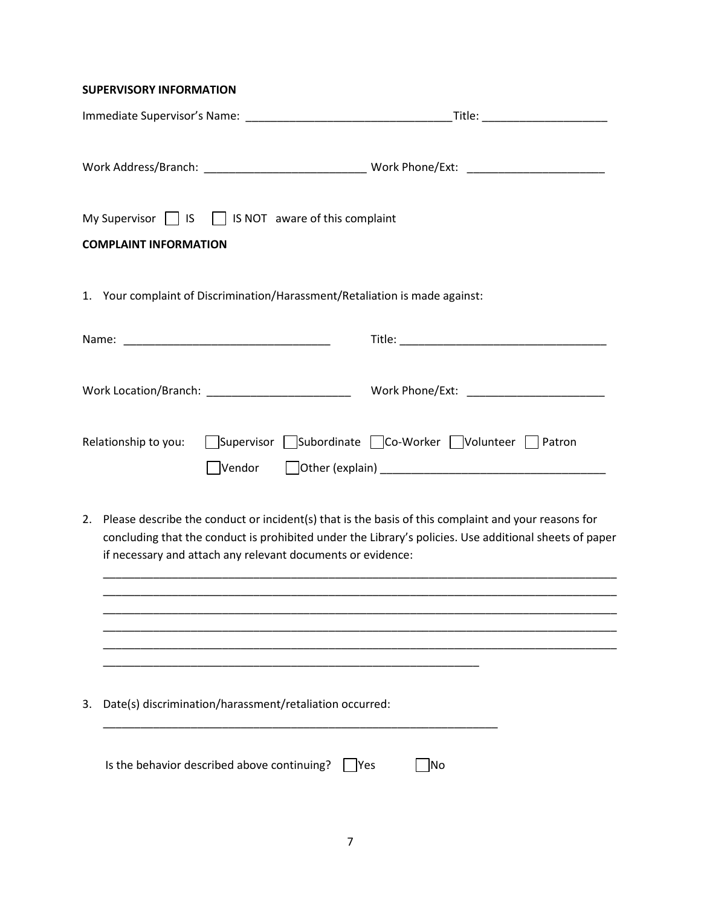**SUPERVISORY INFORMATION**

Immediate Supervisor's Name: ________________________________Title: ____________________

Work Address/Branch: _________________________ Work Phone/Ext: _____________________

My Supervisor ☐ IS ☐ IS NOT aware of this complaint

**COMPLAINT INFORMATION**

1. Your complaint of Discrimination/Harassment/Retaliation is made against:

Name: ________________________________ Title: ________________________________

Work Location/Branch: ______________________ Work Phone/Ext: _____________________

Relationship to you: ☐ Supervisor ☐ Subordinate ☐ Co-Worker ☐ Volunteer ☐ Patron
☐ Vendor ☐ Other (explain) ___________________________________

2. Please describe the conduct or incident(s) that is the basis of this complaint and your reasons for concluding that the conduct is prohibited under the Library's policies. Use additional sheets of paper if necessary and attach any relevant documents or evidence:

   _________________________________________________________________________________
   _________________________________________________________________________________
   _________________________________________________________________________________
   _________________________________________________________________________________
   _________________________________________________________________________________
   ___________________________________________________________

3. Date(s) discrimination/harassment/retaliation occurred:

   _______________________________________________________________

   Is the behavior described above continuing? ☐ Yes ☐ No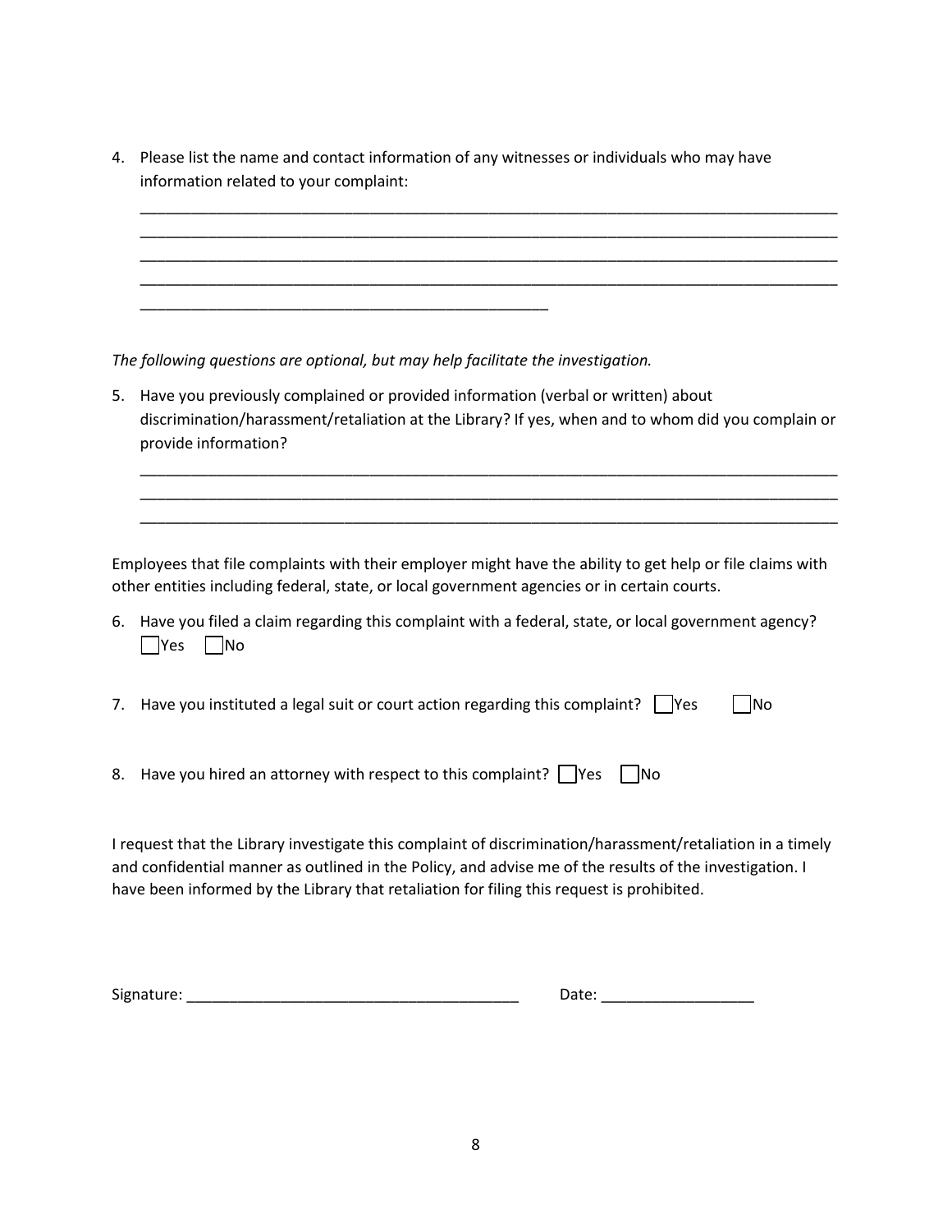4. Please list the name and contact information of any witnesses or individuals who may have information related to your complaint:

______________________________________________________________________________
______________________________________________________________________________
______________________________________________________________________________
______________________________________________________________________________
_____________________________________________

*The following questions are optional, but may help facilitate the investigation.*

5. Have you previously complained or provided information (verbal or written) about discrimination/harassment/retaliation at the Library? If yes, when and to whom did you complain or provide information?

______________________________________________________________________________
______________________________________________________________________________
______________________________________________________________________________

Employees that file complaints with their employer might have the ability to get help or file claims with other entities including federal, state, or local government agencies or in certain courts.

6. Have you filed a claim regarding this complaint with a federal, state, or local government agency?
   ☐ Yes ☐ No

7. Have you instituted a legal suit or court action regarding this complaint? ☐ Yes ☐ No

8. Have you hired an attorney with respect to this complaint? ☐ Yes ☐ No

I request that the Library investigate this complaint of discrimination/harassment/retaliation in a timely and confidential manner as outlined in the Policy, and advise me of the results of the investigation. I have been informed by the Library that retaliation for filing this request is prohibited.

Signature: _____________________________________ Date: _________________